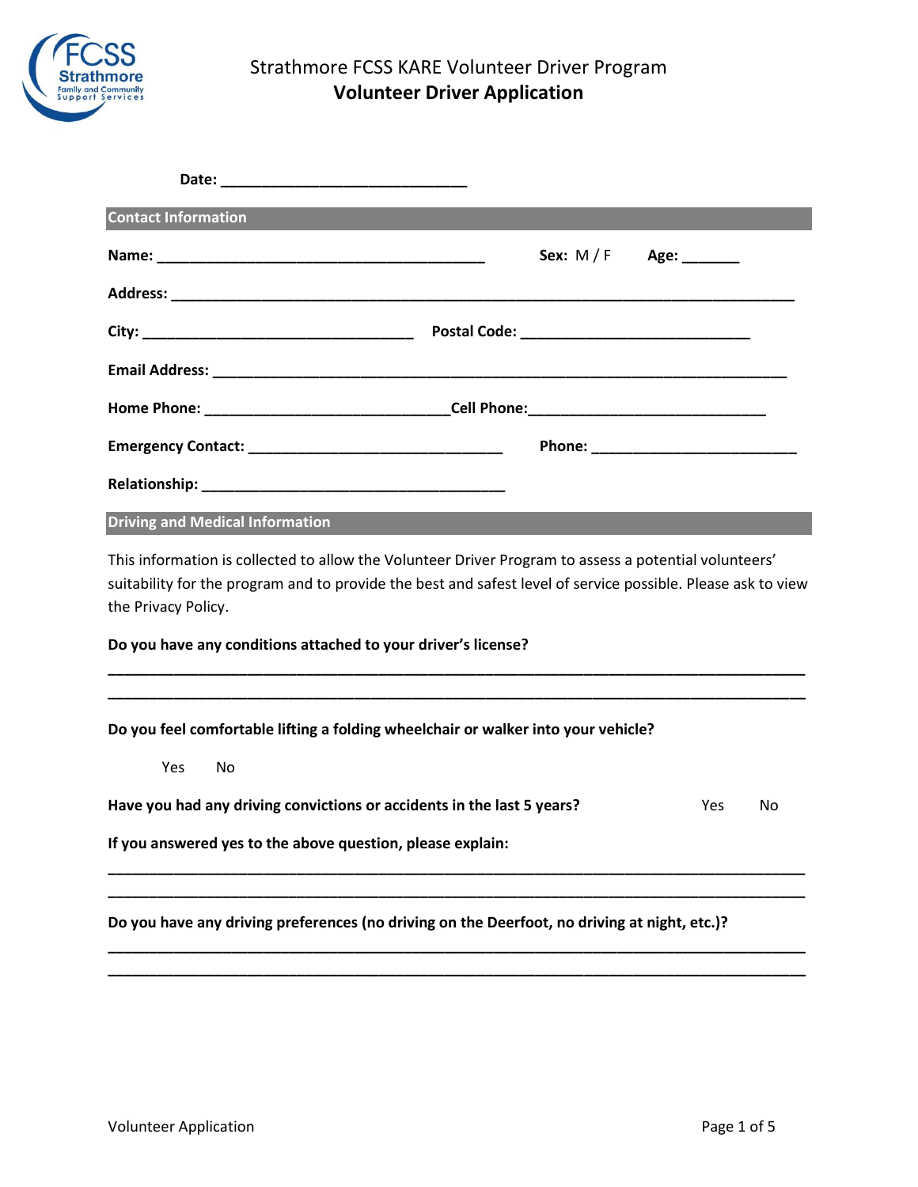# Strathmore FCSS KARE Volunteer Driver Program

## Volunteer Driver Application

**Date:** ______________________________

## Contact Information

**Name:** ________________________________________ **Sex:** M / F **Age:** _______

**Address:** ____________________________________________________________________________

**City:** _________________________________ **Postal Code:** ____________________________

**Email Address:** ______________________________________________________________________

**Home Phone:** ______________________________ **Cell Phone:** _____________________________

**Emergency Contact:** _______________________________ **Phone:** _________________________

**Relationship:** _____________________________________

## Driving and Medical Information

This information is collected to allow the Volunteer Driver Program to assess a potential volunteers' suitability for the program and to provide the best and safest level of service possible. Please ask to view the Privacy Policy.

**Do you have any conditions attached to your driver's license?**

_____________________________________________________________________________________

_____________________________________________________________________________________

**Do you feel comfortable lifting a folding wheelchair or walker into your vehicle?**

Yes No

**Have you had any driving convictions or accidents in the last 5 years?** Yes No

**If you answered yes to the above question, please explain:**

_____________________________________________________________________________________

_____________________________________________________________________________________

**Do you have any driving preferences (no driving on the Deerfoot, no driving at night, etc.)?**

_____________________________________________________________________________________

_____________________________________________________________________________________

Volunteer Application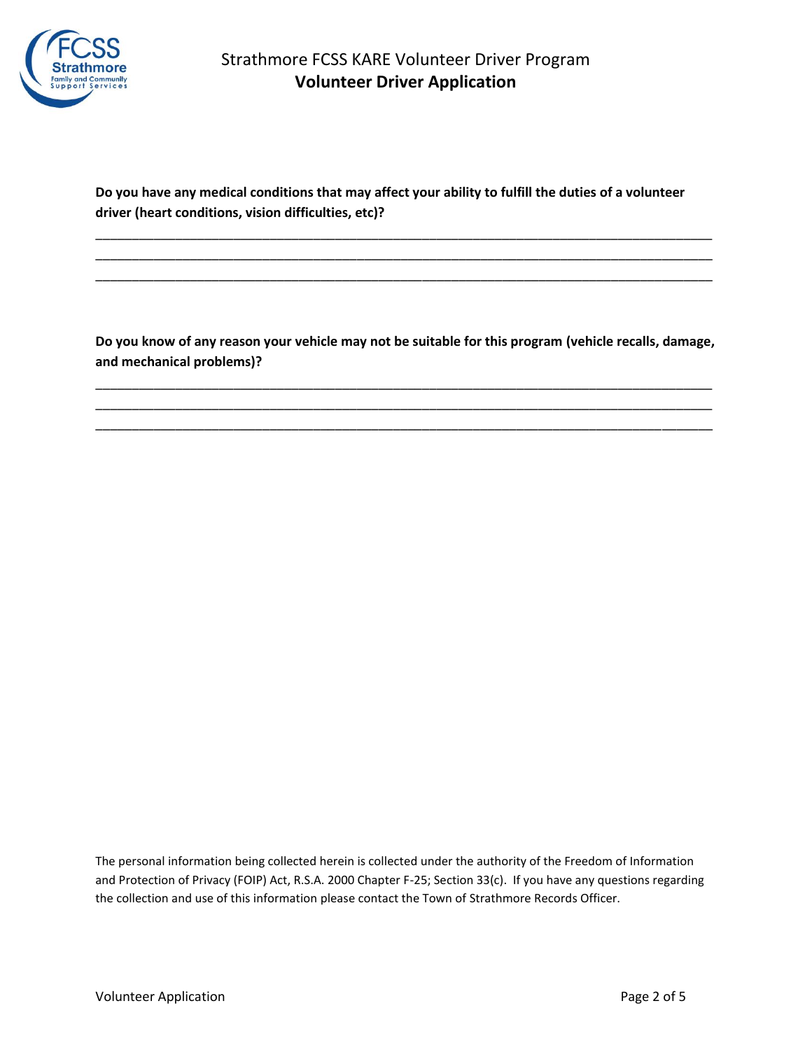**Do you have any medical conditions that may affect your ability to fulfill the duties of a volunteer driver (heart conditions, vision difficulties, etc)?**

\_\_\_\_\_\_\_\_\_\_\_\_\_\_\_\_\_\_\_\_\_\_\_\_\_\_\_\_\_\_\_\_\_\_\_\_\_\_\_\_\_\_\_\_\_\_\_\_\_\_\_\_\_\_\_\_\_\_\_\_\_\_\_\_\_\_\_\_\_\_\_\_\_\_\_\_\_\_
\_\_\_\_\_\_\_\_\_\_\_\_\_\_\_\_\_\_\_\_\_\_\_\_\_\_\_\_\_\_\_\_\_\_\_\_\_\_\_\_\_\_\_\_\_\_\_\_\_\_\_\_\_\_\_\_\_\_\_\_\_\_\_\_\_\_\_\_\_\_\_\_\_\_\_\_\_\_
\_\_\_\_\_\_\_\_\_\_\_\_\_\_\_\_\_\_\_\_\_\_\_\_\_\_\_\_\_\_\_\_\_\_\_\_\_\_\_\_\_\_\_\_\_\_\_\_\_\_\_\_\_\_\_\_\_\_\_\_\_\_\_\_\_\_\_\_\_\_\_\_\_\_\_\_\_\_

**Do you know of any reason your vehicle may not be suitable for this program (vehicle recalls, damage, and mechanical problems)?**

\_\_\_\_\_\_\_\_\_\_\_\_\_\_\_\_\_\_\_\_\_\_\_\_\_\_\_\_\_\_\_\_\_\_\_\_\_\_\_\_\_\_\_\_\_\_\_\_\_\_\_\_\_\_\_\_\_\_\_\_\_\_\_\_\_\_\_\_\_\_\_\_\_\_\_\_\_\_
\_\_\_\_\_\_\_\_\_\_\_\_\_\_\_\_\_\_\_\_\_\_\_\_\_\_\_\_\_\_\_\_\_\_\_\_\_\_\_\_\_\_\_\_\_\_\_\_\_\_\_\_\_\_\_\_\_\_\_\_\_\_\_\_\_\_\_\_\_\_\_\_\_\_\_\_\_\_
\_\_\_\_\_\_\_\_\_\_\_\_\_\_\_\_\_\_\_\_\_\_\_\_\_\_\_\_\_\_\_\_\_\_\_\_\_\_\_\_\_\_\_\_\_\_\_\_\_\_\_\_\_\_\_\_\_\_\_\_\_\_\_\_\_\_\_\_\_\_\_\_\_\_\_\_\_\_

The personal information being collected herein is collected under the authority of the Freedom of Information and Protection of Privacy (FOIP) Act, R.S.A. 2000 Chapter F-25; Section 33(c). If you have any questions regarding the collection and use of this information please contact the Town of Strathmore Records Officer.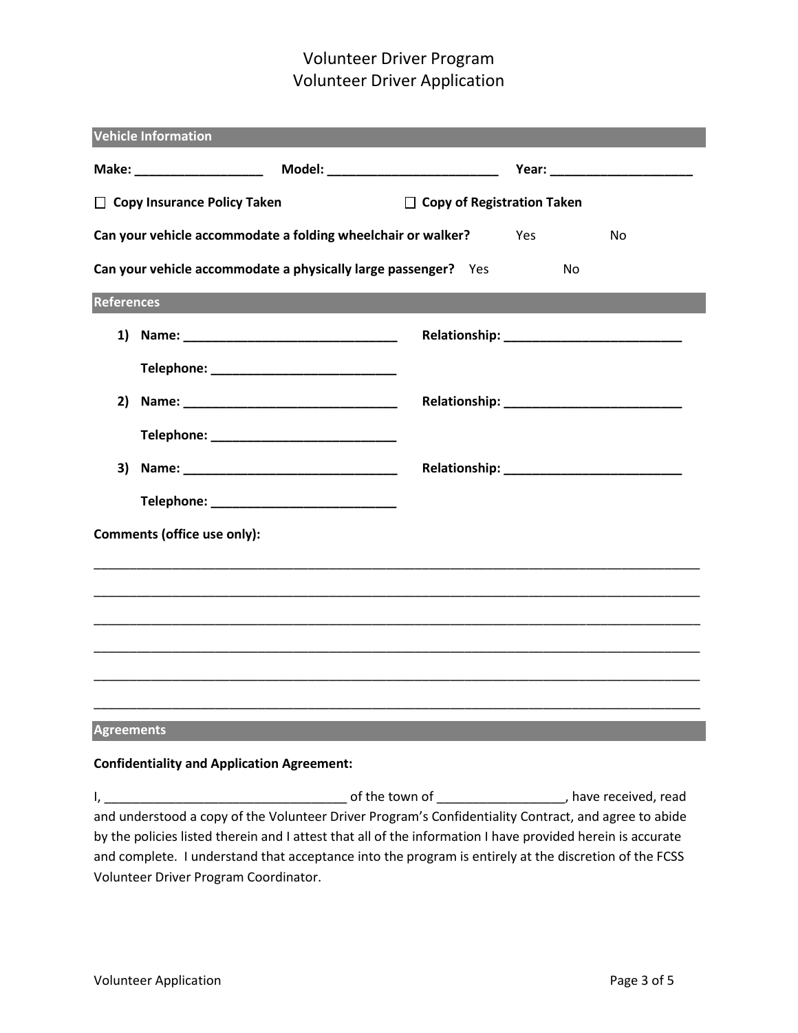# Volunteer Driver Program
# Volunteer Driver Application

## Vehicle Information

**Make:** __________________ **Model:** ________________________ **Year:** ____________________

☐ **Copy Insurance Policy Taken** ☐ **Copy of Registration Taken**

**Can your vehicle accommodate a folding wheelchair or walker?** Yes No

**Can your vehicle accommodate a physically large passenger?** Yes No

## References

1) **Name:** ______________________________ **Relationship:** _________________________

   **Telephone:** __________________________

2) **Name:** ______________________________ **Relationship:** _________________________

   **Telephone:** __________________________

3) **Name:** ______________________________ **Relationship:** _________________________

   **Telephone:** __________________________

**Comments (office use only):**

_____________________________________________________________________________________

_____________________________________________________________________________________

_____________________________________________________________________________________

_____________________________________________________________________________________

_____________________________________________________________________________________

_____________________________________________________________________________________

## Agreements

**Confidentiality and Application Agreement:**

I, __________________________________ of the town of _________________, have received, read and understood a copy of the Volunteer Driver Program's Confidentiality Contract, and agree to abide by the policies listed therein and I attest that all of the information I have provided herein is accurate and complete. I understand that acceptance into the program is entirely at the discretion of the FCSS Volunteer Driver Program Coordinator.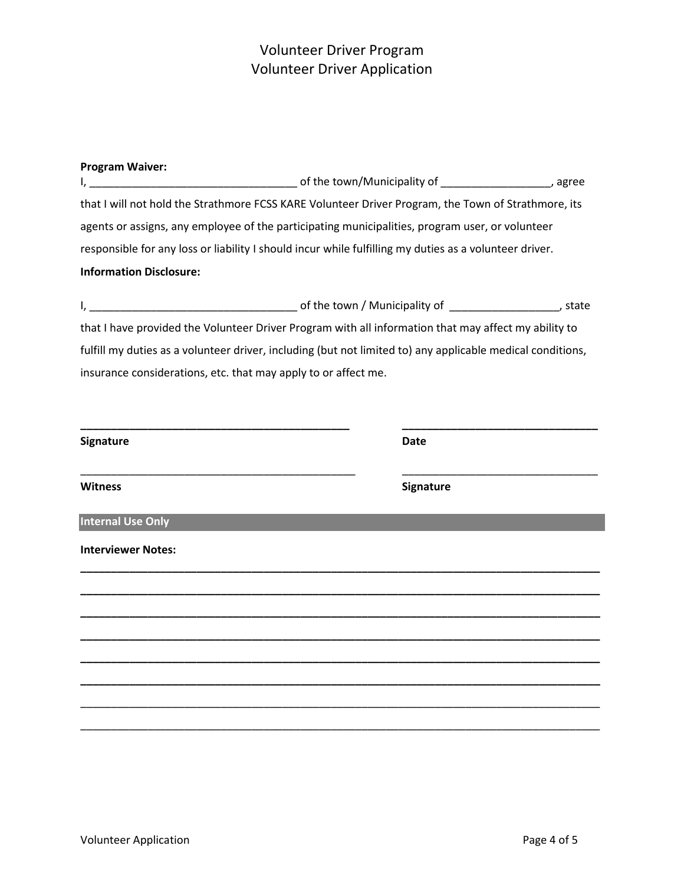# Volunteer Driver Program
# Volunteer Driver Application

**Program Waiver:**

I, __________________________________ of the town/Municipality of __________________, agree that I will not hold the Strathmore FCSS KARE Volunteer Driver Program, the Town of Strathmore, its agents or assigns, any employee of the participating municipalities, program user, or volunteer responsible for any loss or liability I should incur while fulfilling my duties as a volunteer driver.

**Information Disclosure:**

I, __________________________________ of the town / Municipality of __________________, state that I have provided the Volunteer Driver Program with all information that may affect my ability to fulfill my duties as a volunteer driver, including (but not limited to) any applicable medical conditions, insurance considerations, etc. that may apply to or affect me.

______________________________________________ &nbsp;&nbsp;&nbsp;&nbsp; _________________________________

**Signature** &nbsp;&nbsp;&nbsp;&nbsp; **Date**

______________________________________________ &nbsp;&nbsp;&nbsp;&nbsp; _________________________________

**Witness** &nbsp;&nbsp;&nbsp;&nbsp; **Signature**

**Internal Use Only**

**Interviewer Notes:**

_____________________________________________________________________________________

_____________________________________________________________________________________

_____________________________________________________________________________________

_____________________________________________________________________________________

_____________________________________________________________________________________

_____________________________________________________________________________________

_____________________________________________________________________________________

_____________________________________________________________________________________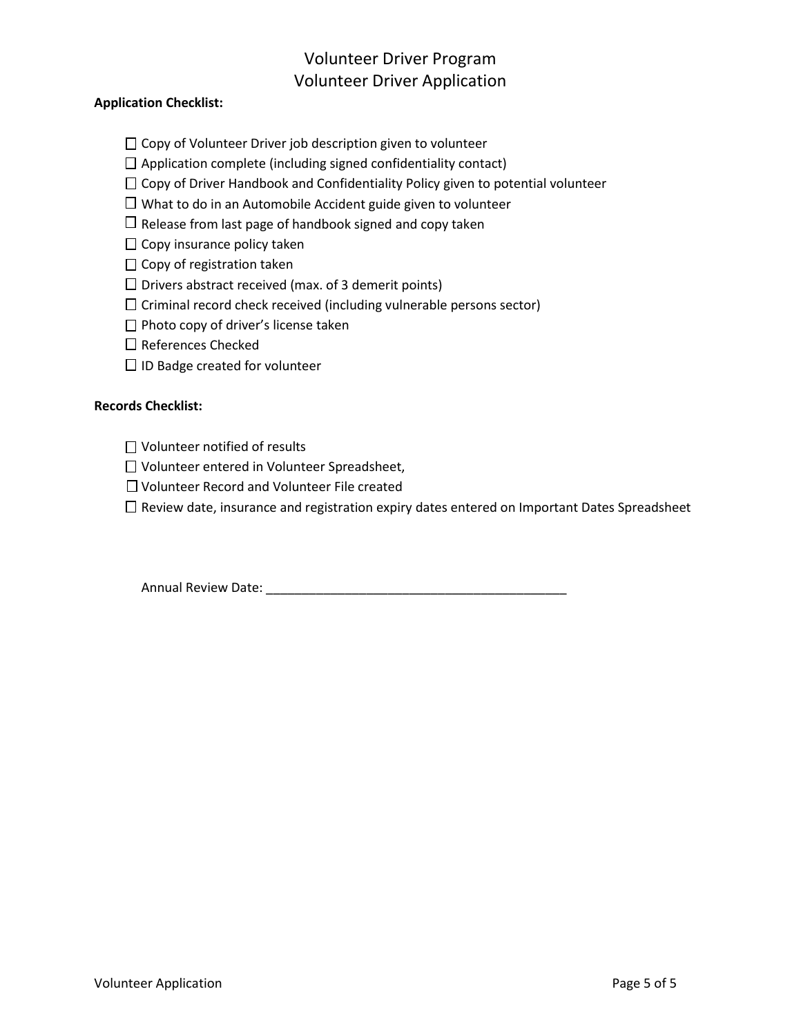# Volunteer Driver Program
## Volunteer Driver Application

**Application Checklist:**

- ☐ Copy of Volunteer Driver job description given to volunteer
- ☐ Application complete (including signed confidentiality contact)
- ☐ Copy of Driver Handbook and Confidentiality Policy given to potential volunteer
- ☐ What to do in an Automobile Accident guide given to volunteer
- ☐ Release from last page of handbook signed and copy taken
- ☐ Copy insurance policy taken
- ☐ Copy of registration taken
- ☐ Drivers abstract received (max. of 3 demerit points)
- ☐ Criminal record check received (including vulnerable persons sector)
- ☐ Photo copy of driver's license taken
- ☐ References Checked
- ☐ ID Badge created for volunteer

**Records Checklist:**

- ☐ Volunteer notified of results
- ☐ Volunteer entered in Volunteer Spreadsheet,
- ☐ Volunteer Record and Volunteer File created
- ☐ Review date, insurance and registration expiry dates entered on Important Dates Spreadsheet

Annual Review Date: ___________________________________________